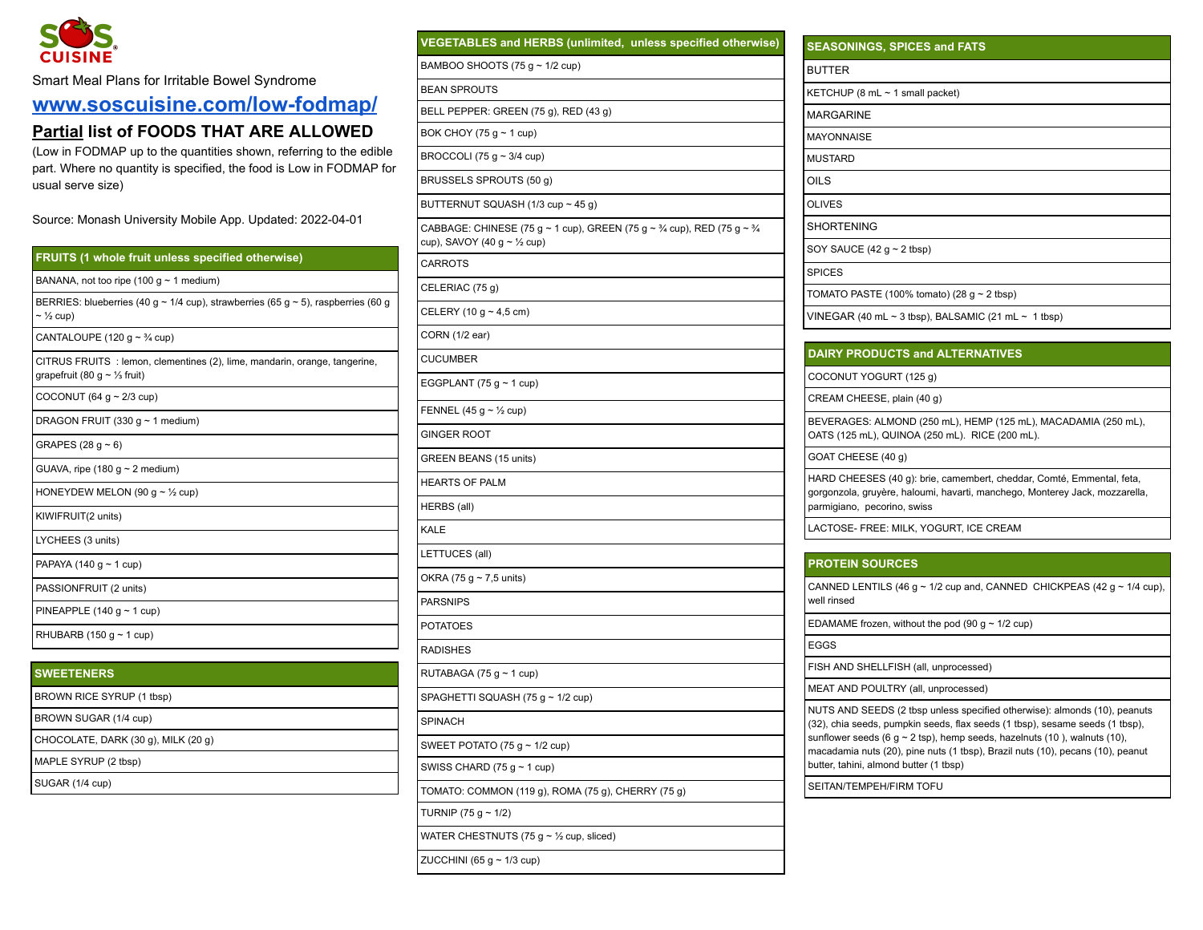SOS CUISINE

Smart Meal Plans for Irritable Bowel Syndrome

[www.soscuisine.com/low-fodmap/](www.soscuisine.com/low-fodmap/)

## <u>Partial</u> list of FOODS THAT ARE ALLOWED

(Low in FODMAP up to the quantities shown, referring to the edible part. Where no quantity is specified, the food is Low in FODMAP for usual serve size)

Source: Monash University Mobile App. Updated: 2022-04-01

| FRUITS (1 whole fruit unless specified otherwise) |
|---|
| BANANA, not too ripe (100 g ~ 1 medium) |
| BERRIES: blueberries (40 g ~ 1/4 cup), strawberries (65 g ~ 5), raspberries (60 g ~ ½ cup) |
| CANTALOUPE (120 g ~ ¾ cup) |
| CITRUS FRUITS : lemon, clementines (2), lime, mandarin, orange, tangerine, grapefruit (80 g ~ ⅓ fruit) |
| COCONUT (64 g ~ 2/3 cup) |
| DRAGON FRUIT (330 g ~ 1 medium) |
| GRAPES (28 g ~ 6) |
| GUAVA, ripe (180 g ~ 2 medium) |
| HONEYDEW MELON (90 g ~ ½ cup) |
| KIWIFRUIT(2 units) |
| LYCHEES (3 units) |
| PAPAYA (140 g ~ 1 cup) |
| PASSIONFRUIT (2 units) |
| PINEAPPLE (140 g ~ 1 cup) |
| RHUBARB (150 g ~ 1 cup) |

| SWEETENERS |
|---|
| BROWN RICE SYRUP (1 tbsp) |
| BROWN SUGAR (1/4 cup) |
| CHOCOLATE, DARK (30 g), MILK (20 g) |
| MAPLE SYRUP (2 tbsp) |
| SUGAR (1/4 cup) |

| VEGETABLES and HERBS (unlimited, unless specified otherwise) |
|---|
| BAMBOO SHOOTS (75 g ~ 1/2 cup) |
| BEAN SPROUTS |
| BELL PEPPER: GREEN (75 g), RED (43 g) |
| BOK CHOY (75 g ~ 1 cup) |
| BROCCOLI (75 g ~ 3/4 cup) |
| BRUSSELS SPROUTS (50 g) |
| BUTTERNUT SQUASH (1/3 cup ~ 45 g) |
| CABBAGE: CHINESE (75 g ~ 1 cup), GREEN (75 g ~ ¾ cup), RED (75 g ~ ¾ cup), SAVOY (40 g ~ ½ cup) |
| CARROTS |
| CELERIAC (75 g) |
| CELERY (10 g ~ 4,5 cm) |
| CORN (1/2 ear) |
| CUCUMBER |
| EGGPLANT (75 g ~ 1 cup) |
| FENNEL (45 g ~ ½ cup) |
| GINGER ROOT |
| GREEN BEANS (15 units) |
| HEARTS OF PALM |
| HERBS (all) |
| KALE |
| LETTUCES (all) |
| OKRA (75 g ~ 7,5 units) |
| PARSNIPS |
| POTATOES |
| RADISHES |
| RUTABAGA (75 g ~ 1 cup) |
| SPAGHETTI SQUASH (75 g ~ 1/2 cup) |
| SPINACH |
| SWEET POTATO (75 g ~ 1/2 cup) |
| SWISS CHARD (75 g ~ 1 cup) |
| TOMATO: COMMON (119 g), ROMA (75 g), CHERRY (75 g) |
| TURNIP (75 g ~ 1/2) |
| WATER CHESTNUTS (75 g ~ ½ cup, sliced) |
| ZUCCHINI (65 g ~ 1/3 cup) |

| SEASONINGS, SPICES and FATS |
|---|
| BUTTER |
| KETCHUP (8 mL ~ 1 small packet) |
| MARGARINE |
| MAYONNAISE |
| MUSTARD |
| OILS |
| OLIVES |
| SHORTENING |
| SOY SAUCE (42 g ~ 2 tbsp) |
| SPICES |
| TOMATO PASTE (100% tomato) (28 g ~ 2 tbsp) |
| VINEGAR (40 mL ~ 3 tbsp), BALSAMIC (21 mL ~ 1 tbsp) |

| DAIRY PRODUCTS and ALTERNATIVES |
|---|
| COCONUT YOGURT (125 g) |
| CREAM CHEESE, plain (40 g) |
| BEVERAGES: ALMOND (250 mL), HEMP (125 mL), MACADAMIA (250 mL), OATS (125 mL), QUINOA (250 mL). RICE (200 mL). |
| GOAT CHEESE (40 g) |
| HARD CHEESES (40 g): brie, camembert, cheddar, Comté, Emmental, feta, gorgonzola, gruyère, haloumi, havarti, manchego, Monterey Jack, mozzarella, parmigiano, pecorino, swiss |
| LACTOSE- FREE: MILK, YOGURT, ICE CREAM |

| PROTEIN SOURCES |
|---|
| CANNED LENTILS (46 g ~ 1/2 cup and, CANNED CHICKPEAS (42 g ~ 1/4 cup), well rinsed |
| EDAMAME frozen, without the pod (90 g ~ 1/2 cup) |
| EGGS |
| FISH AND SHELLFISH (all, unprocessed) |
| MEAT AND POULTRY (all, unprocessed) |
| NUTS AND SEEDS (2 tbsp unless specified otherwise): almonds (10), peanuts (32), chia seeds, pumpkin seeds, flax seeds (1 tbsp), sesame seeds (1 tbsp), sunflower seeds (6 g ~ 2 tsp), hemp seeds, hazelnuts (10 ), walnuts (10), macadamia nuts (20), pine nuts (1 tbsp), Brazil nuts (10), pecans (10), peanut butter, tahini, almond butter (1 tbsp) |
| SEITAN/TEMPEH/FIRM TOFU |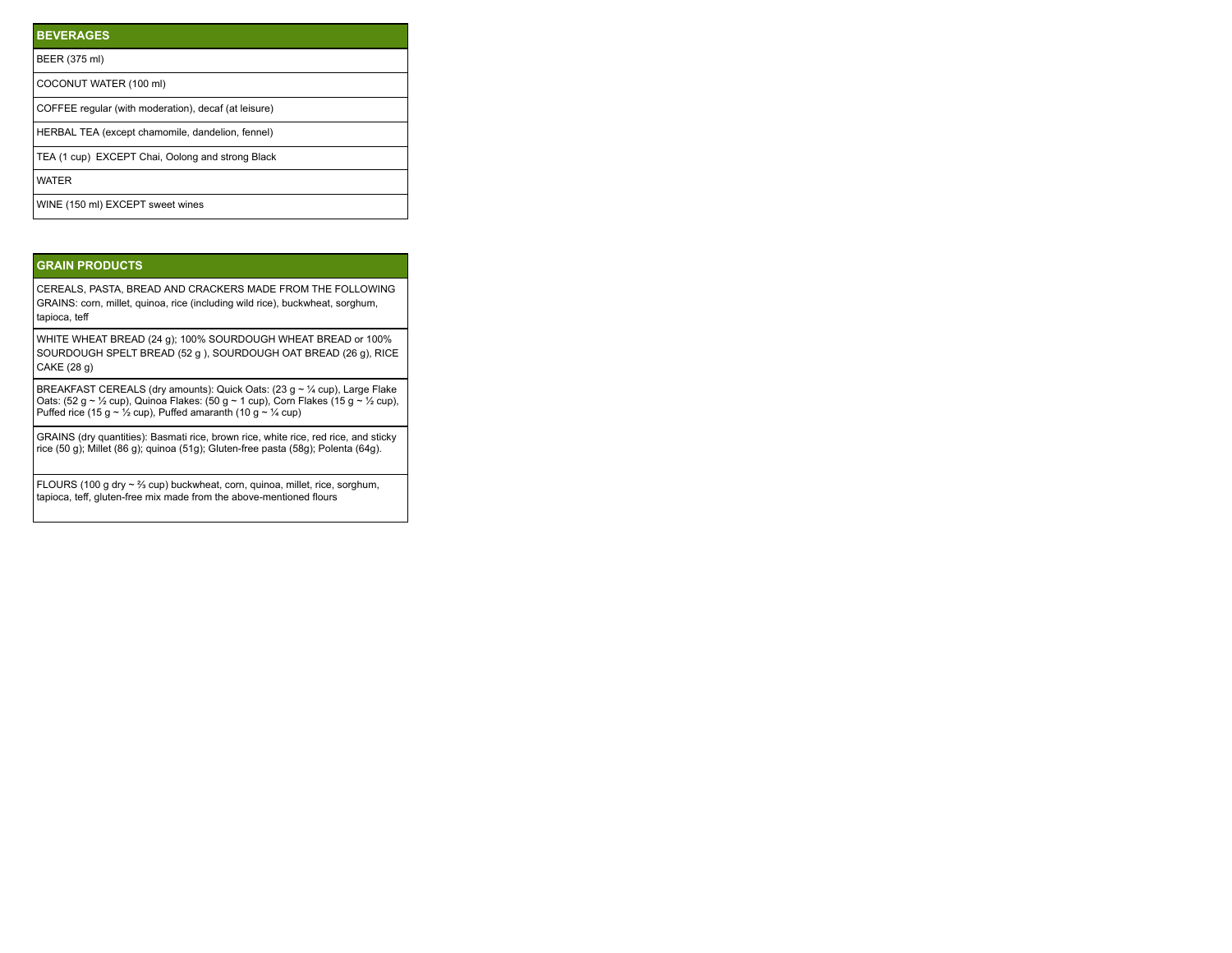| BEVERAGES |
| --- |
| BEER (375 ml) |
| COCONUT WATER (100 ml) |
| COFFEE regular (with moderation), decaf (at leisure) |
| HERBAL TEA (except chamomile, dandelion, fennel) |
| TEA (1 cup) EXCEPT Chai, Oolong and strong Black |
| WATER |
| WINE (150 ml) EXCEPT sweet wines |

| GRAIN PRODUCTS |
| --- |
| CEREALS, PASTA, BREAD AND CRACKERS MADE FROM THE FOLLOWING GRAINS: corn, millet, quinoa, rice (including wild rice), buckwheat, sorghum, tapioca, teff |
| WHITE WHEAT BREAD (24 g); 100% SOURDOUGH WHEAT BREAD or 100% SOURDOUGH SPELT BREAD (52 g ), SOURDOUGH OAT BREAD (26 g), RICE CAKE (28 g) |
| BREAKFAST CEREALS (dry amounts): Quick Oats: (23 g ~ ¼ cup), Large Flake Oats: (52 g ~ ½ cup), Quinoa Flakes: (50 g ~ 1 cup), Corn Flakes (15 g ~ ½ cup), Puffed rice (15 g ~ ½ cup), Puffed amaranth (10 g ~ ¼ cup) |
| GRAINS (dry quantities): Basmati rice, brown rice, white rice, red rice, and sticky rice (50 g); Millet (86 g); quinoa (51g); Gluten-free pasta (58g); Polenta (64g). |
| FLOURS (100 g dry ~ ⅔ cup) buckwheat, corn, quinoa, millet, rice, sorghum, tapioca, teff, gluten-free mix made from the above-mentioned flours |